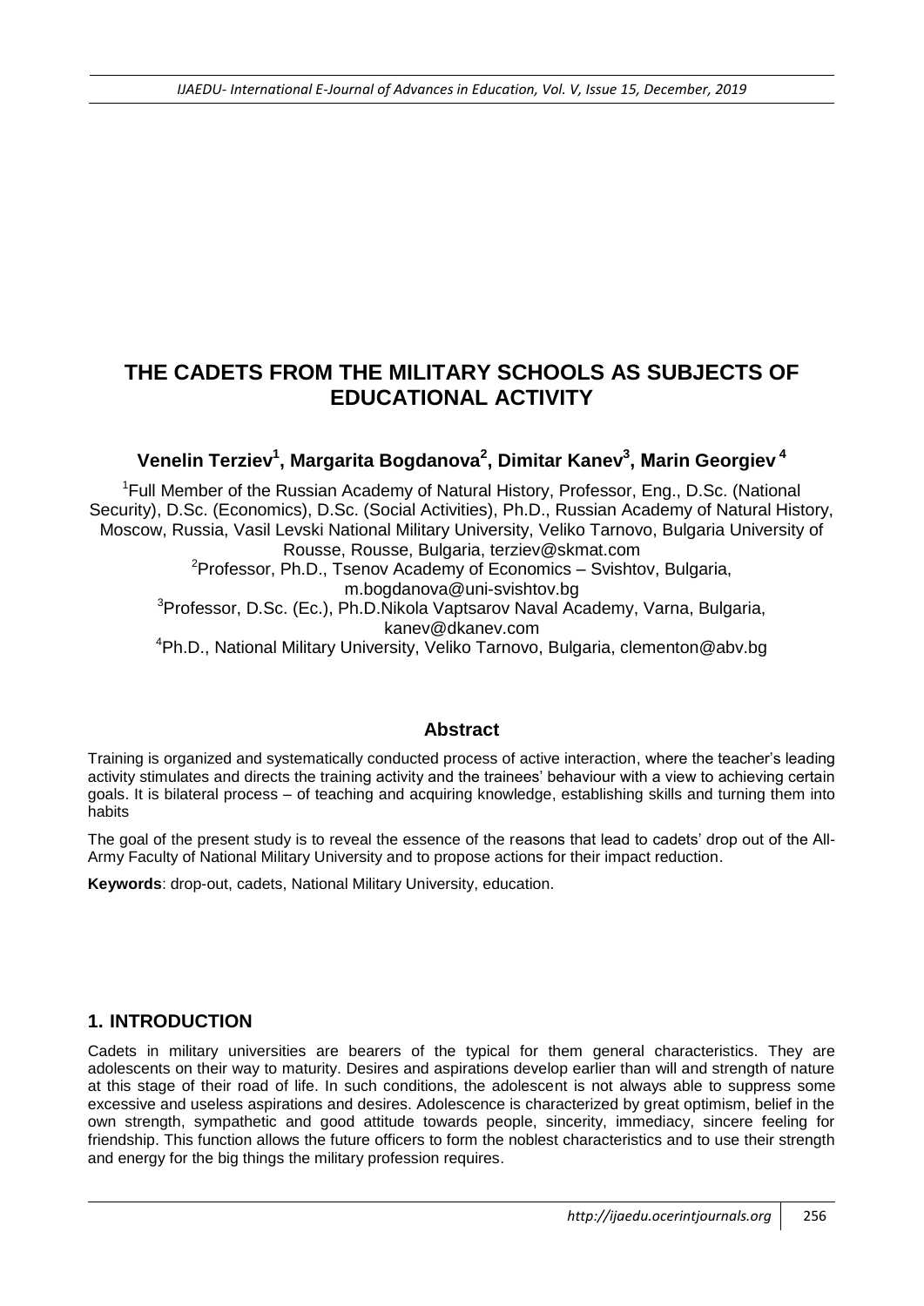# THE CADETS FROM THE MILITARY SCHOOLS AS SUBJECTS OF EDUCATIONAL ACTIVITY

**Venelin Terziev[1], Margarita Bogdanova[2], Dimitar Kanev[3], Marin Georgiev[4]**

[1]Full Member of the Russian Academy of Natural History, Professor, Eng., D.Sc. (National Security), D.Sc. (Economics), D.Sc. (Social Activities), Ph.D., Russian Academy of Natural History, Moscow, Russia, Vasil Levski National Military University, Veliko Tarnovo, Bulgaria University of Rousse, Rousse, Bulgaria, terziev@skmat.com

[2]Professor, Ph.D., Tsenov Academy of Economics – Svishtov, Bulgaria, m.bogdanova@uni-svishtov.bg

[3]Professor, D.Sc. (Ec.), Ph.D.Nikola Vaptsarov Naval Academy, Varna, Bulgaria, kanev@dkanev.com

[4]Ph.D., National Military University, Veliko Tarnovo, Bulgaria, clementon@abv.bg

### Abstract

Training is organized and systematically conducted process of active interaction, where the teacher's leading activity stimulates and directs the training activity and the trainees' behaviour with a view to achieving certain goals. It is bilateral process – of teaching and acquiring knowledge, establishing skills and turning them into habits

The goal of the present study is to reveal the essence of the reasons that lead to cadets' drop out of the All-Army Faculty of National Military University and to propose actions for their impact reduction.

**Keywords**: drop-out, cadets, National Military University, education.

## 1. INTRODUCTION

Cadets in military universities are bearers of the typical for them general characteristics. They are adolescents on their way to maturity. Desires and aspirations develop earlier than will and strength of nature at this stage of their road of life. In such conditions, the adolescent is not always able to suppress some excessive and useless aspirations and desires. Adolescence is characterized by great optimism, belief in the own strength, sympathetic and good attitude towards people, sincerity, immediacy, sincere feeling for friendship. This function allows the future officers to form the noblest characteristics and to use their strength and energy for the big things the military profession requires.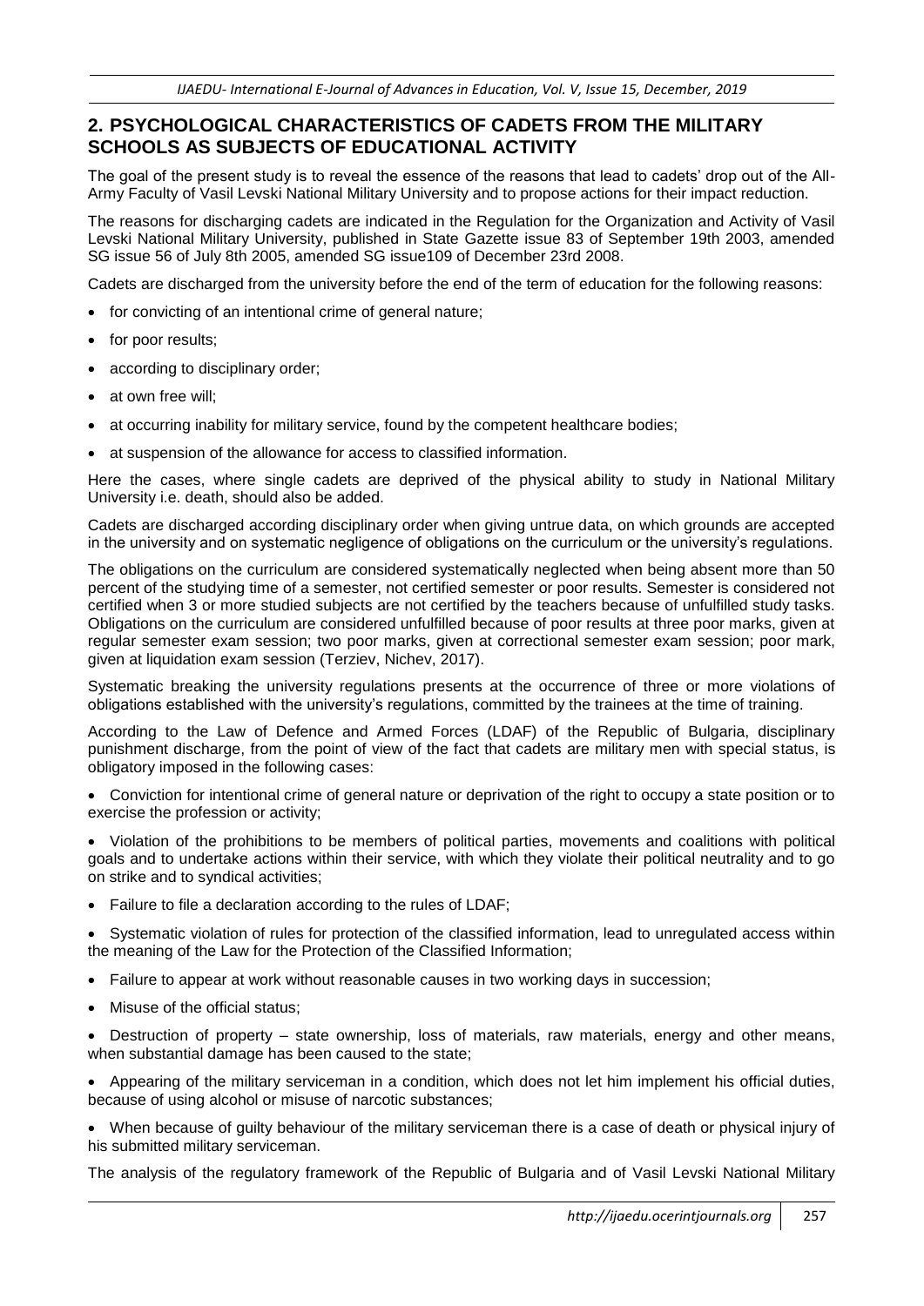## 2. PSYCHOLOGICAL CHARACTERISTICS OF CADETS FROM THE MILITARY SCHOOLS AS SUBJECTS OF EDUCATIONAL ACTIVITY

The goal of the present study is to reveal the essence of the reasons that lead to cadets' drop out of the All-Army Faculty of Vasil Levski National Military University and to propose actions for their impact reduction.

The reasons for discharging cadets are indicated in the Regulation for the Organization and Activity of Vasil Levski National Military University, published in State Gazette issue 83 of September 19th 2003, amended SG issue 56 of July 8th 2005, amended SG issue109 of December 23rd 2008.

Cadets are discharged from the university before the end of the term of education for the following reasons:

- for convicting of an intentional crime of general nature;
- for poor results;
- according to disciplinary order;
- at own free will;
- at occurring inability for military service, found by the competent healthcare bodies;
- at suspension of the allowance for access to classified information.

Here the cases, where single cadets are deprived of the physical ability to study in National Military University i.e. death, should also be added.

Cadets are discharged according disciplinary order when giving untrue data, on which grounds are accepted in the university and on systematic negligence of obligations on the curriculum or the university's regulations.

The obligations on the curriculum are considered systematically neglected when being absent more than 50 percent of the studying time of a semester, not certified semester or poor results. Semester is considered not certified when 3 or more studied subjects are not certified by the teachers because of unfulfilled study tasks. Obligations on the curriculum are considered unfulfilled because of poor results at three poor marks, given at regular semester exam session; two poor marks, given at correctional semester exam session; poor mark, given at liquidation exam session (Terziev, Nichev, 2017).

Systematic breaking the university regulations presents at the occurrence of three or more violations of obligations established with the university's regulations, committed by the trainees at the time of training.

According to the Law of Defence and Armed Forces (LDAF) of the Republic of Bulgaria, disciplinary punishment discharge, from the point of view of the fact that cadets are military men with special status, is obligatory imposed in the following cases:

- Conviction for intentional crime of general nature or deprivation of the right to occupy a state position or to exercise the profession or activity;
- Violation of the prohibitions to be members of political parties, movements and coalitions with political goals and to undertake actions within their service, with which they violate their political neutrality and to go on strike and to syndical activities;
- Failure to file a declaration according to the rules of LDAF;
- Systematic violation of rules for protection of the classified information, lead to unregulated access within the meaning of the Law for the Protection of the Classified Information;
- Failure to appear at work without reasonable causes in two working days in succession;
- Misuse of the official status;
- Destruction of property – state ownership, loss of materials, raw materials, energy and other means, when substantial damage has been caused to the state;
- Appearing of the military serviceman in a condition, which does not let him implement his official duties, because of using alcohol or misuse of narcotic substances;
- When because of guilty behaviour of the military serviceman there is a case of death or physical injury of his submitted military serviceman.

The analysis of the regulatory framework of the Republic of Bulgaria and of Vasil Levski National Military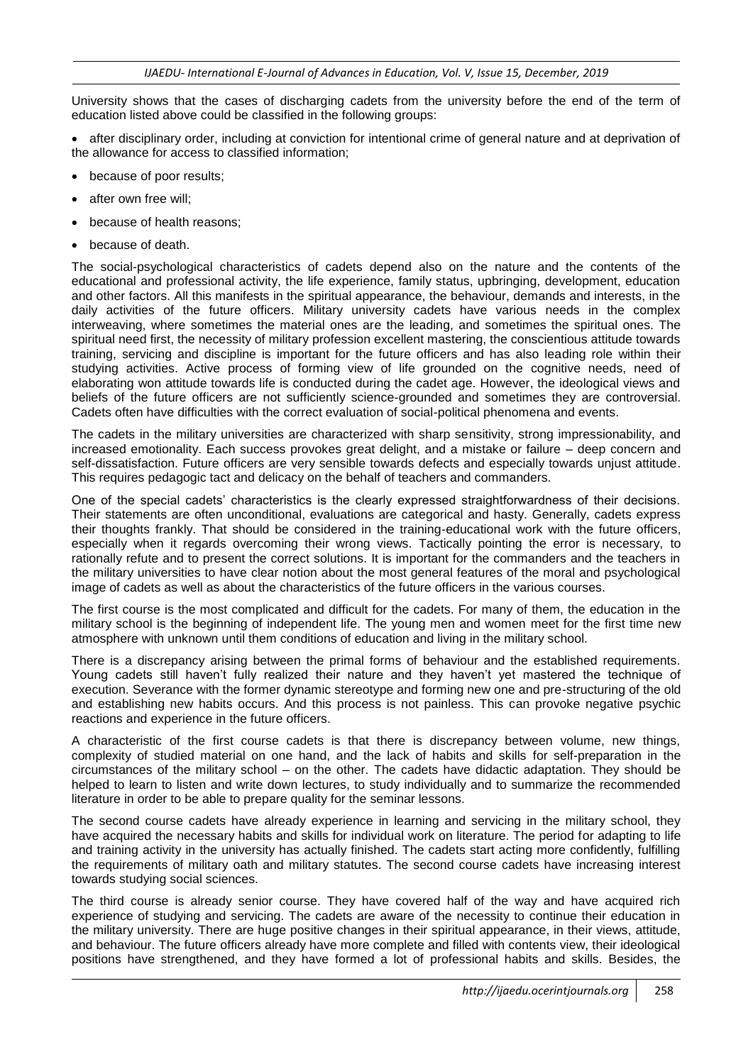University shows that the cases of discharging cadets from the university before the end of the term of education listed above could be classified in the following groups:

- after disciplinary order, including at conviction for intentional crime of general nature and at deprivation of the allowance for access to classified information;
- because of poor results;
- after own free will;
- because of health reasons;
- because of death.

The social-psychological characteristics of cadets depend also on the nature and the contents of the educational and professional activity, the life experience, family status, upbringing, development, education and other factors. All this manifests in the spiritual appearance, the behaviour, demands and interests, in the daily activities of the future officers. Military university cadets have various needs in the complex interweaving, where sometimes the material ones are the leading, and sometimes the spiritual ones. The spiritual need first, the necessity of military profession excellent mastering, the conscientious attitude towards training, servicing and discipline is important for the future officers and has also leading role within their studying activities. Active process of forming view of life grounded on the cognitive needs, need of elaborating won attitude towards life is conducted during the cadet age. However, the ideological views and beliefs of the future officers are not sufficiently science-grounded and sometimes they are controversial. Cadets often have difficulties with the correct evaluation of social-political phenomena and events.

The cadets in the military universities are characterized with sharp sensitivity, strong impressionability, and increased emotionality. Each success provokes great delight, and a mistake or failure – deep concern and self-dissatisfaction. Future officers are very sensible towards defects and especially towards unjust attitude. This requires pedagogic tact and delicacy on the behalf of teachers and commanders.

One of the special cadets' characteristics is the clearly expressed straightforwardness of their decisions. Their statements are often unconditional, evaluations are categorical and hasty. Generally, cadets express their thoughts frankly. That should be considered in the training-educational work with the future officers, especially when it regards overcoming their wrong views. Tactically pointing the error is necessary, to rationally refute and to present the correct solutions. It is important for the commanders and the teachers in the military universities to have clear notion about the most general features of the moral and psychological image of cadets as well as about the characteristics of the future officers in the various courses.

The first course is the most complicated and difficult for the cadets. For many of them, the education in the military school is the beginning of independent life. The young men and women meet for the first time new atmosphere with unknown until them conditions of education and living in the military school.

There is a discrepancy arising between the primal forms of behaviour and the established requirements. Young cadets still haven't fully realized their nature and they haven't yet mastered the technique of execution. Severance with the former dynamic stereotype and forming new one and pre-structuring of the old and establishing new habits occurs. And this process is not painless. This can provoke negative psychic reactions and experience in the future officers.

A characteristic of the first course cadets is that there is discrepancy between volume, new things, complexity of studied material on one hand, and the lack of habits and skills for self-preparation in the circumstances of the military school – on the other. The cadets have didactic adaptation. They should be helped to learn to listen and write down lectures, to study individually and to summarize the recommended literature in order to be able to prepare quality for the seminar lessons.

The second course cadets have already experience in learning and servicing in the military school, they have acquired the necessary habits and skills for individual work on literature. The period for adapting to life and training activity in the university has actually finished. The cadets start acting more confidently, fulfilling the requirements of military oath and military statutes. The second course cadets have increasing interest towards studying social sciences.

The third course is already senior course. They have covered half of the way and have acquired rich experience of studying and servicing. The cadets are aware of the necessity to continue their education in the military university. There are huge positive changes in their spiritual appearance, in their views, attitude, and behaviour. The future officers already have more complete and filled with contents view, their ideological positions have strengthened, and they have formed a lot of professional habits and skills. Besides, the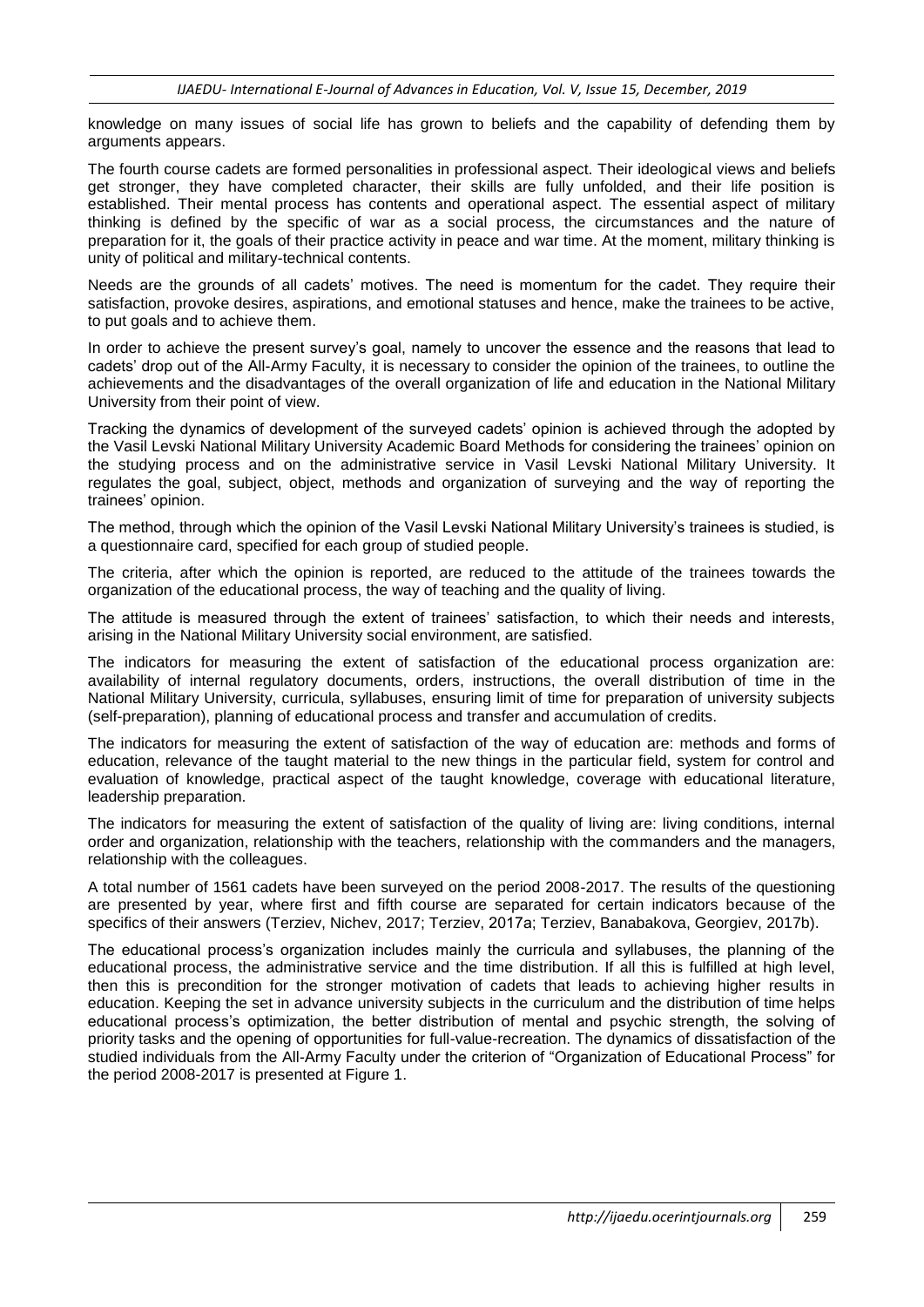knowledge on many issues of social life has grown to beliefs and the capability of defending them by arguments appears.

The fourth course cadets are formed personalities in professional aspect. Their ideological views and beliefs get stronger, they have completed character, their skills are fully unfolded, and their life position is established. Their mental process has contents and operational aspect. The essential aspect of military thinking is defined by the specific of war as a social process, the circumstances and the nature of preparation for it, the goals of their practice activity in peace and war time. At the moment, military thinking is unity of political and military-technical contents.

Needs are the grounds of all cadets' motives. The need is momentum for the cadet. They require their satisfaction, provoke desires, aspirations, and emotional statuses and hence, make the trainees to be active, to put goals and to achieve them.

In order to achieve the present survey's goal, namely to uncover the essence and the reasons that lead to cadets' drop out of the All-Army Faculty, it is necessary to consider the opinion of the trainees, to outline the achievements and the disadvantages of the overall organization of life and education in the National Military University from their point of view.

Tracking the dynamics of development of the surveyed cadets' opinion is achieved through the adopted by the Vasil Levski National Military University Academic Board Methods for considering the trainees' opinion on the studying process and on the administrative service in Vasil Levski National Military University. It regulates the goal, subject, object, methods and organization of surveying and the way of reporting the trainees' opinion.

The method, through which the opinion of the Vasil Levski National Military University's trainees is studied, is a questionnaire card, specified for each group of studied people.

The criteria, after which the opinion is reported, are reduced to the attitude of the trainees towards the organization of the educational process, the way of teaching and the quality of living.

The attitude is measured through the extent of trainees' satisfaction, to which their needs and interests, arising in the National Military University social environment, are satisfied.

The indicators for measuring the extent of satisfaction of the educational process organization are: availability of internal regulatory documents, orders, instructions, the overall distribution of time in the National Military University, curricula, syllabuses, ensuring limit of time for preparation of university subjects (self-preparation), planning of educational process and transfer and accumulation of credits.

The indicators for measuring the extent of satisfaction of the way of education are: methods and forms of education, relevance of the taught material to the new things in the particular field, system for control and evaluation of knowledge, practical aspect of the taught knowledge, coverage with educational literature, leadership preparation.

The indicators for measuring the extent of satisfaction of the quality of living are: living conditions, internal order and organization, relationship with the teachers, relationship with the commanders and the managers, relationship with the colleagues.

A total number of 1561 cadets have been surveyed on the period 2008-2017. The results of the questioning are presented by year, where first and fifth course are separated for certain indicators because of the specifics of their answers (Terziev, Nichev, 2017; Terziev, 2017a; Terziev, Banabakova, Georgiev, 2017b).

The educational process's organization includes mainly the curricula and syllabuses, the planning of the educational process, the administrative service and the time distribution. If all this is fulfilled at high level, then this is precondition for the stronger motivation of cadets that leads to achieving higher results in education. Keeping the set in advance university subjects in the curriculum and the distribution of time helps educational process's optimization, the better distribution of mental and psychic strength, the solving of priority tasks and the opening of opportunities for full-value-recreation. The dynamics of dissatisfaction of the studied individuals from the All-Army Faculty under the criterion of "Organization of Educational Process" for the period 2008-2017 is presented at Figure 1.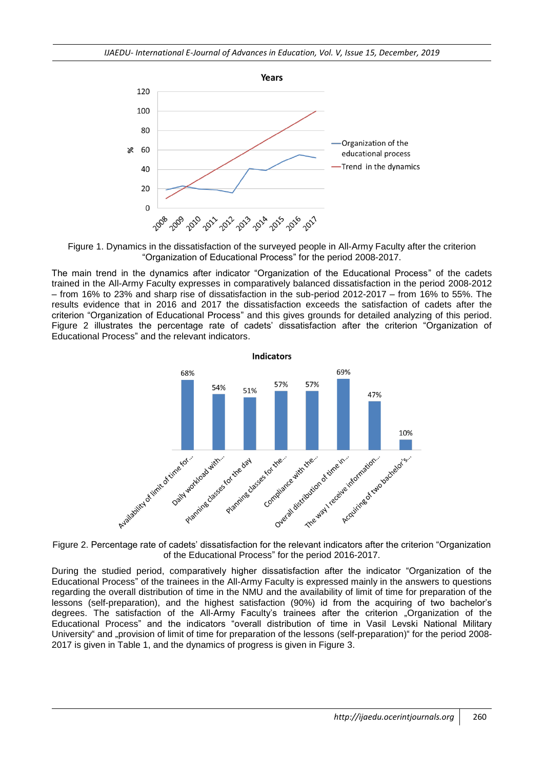Figure 1. Dynamics in the dissatisfaction of the surveyed people in All-Army Faculty after the criterion “Organization of Educational Process” for the period 2008-2017.

The main trend in the dynamics after indicator “Organization of the Educational Process” of the cadets trained in the All-Army Faculty expresses in comparatively balanced dissatisfaction in the period 2008-2012 – from 16% to 23% and sharp rise of dissatisfaction in the sub-period 2012-2017 – from 16% to 55%. The results evidence that in 2016 and 2017 the dissatisfaction exceeds the satisfaction of cadets after the criterion “Organization of Educational Process” and this gives grounds for detailed analyzing of this period. Figure 2 illustrates the percentage rate of cadets' dissatisfaction after the criterion “Organization of Educational Process” and the relevant indicators.

Figure 2. Percentage rate of cadets' dissatisfaction for the relevant indicators after the criterion “Organization of the Educational Process” for the period 2016-2017.

During the studied period, comparatively higher dissatisfaction after the indicator “Organization of the Educational Process” of the trainees in the All-Army Faculty is expressed mainly in the answers to questions regarding the overall distribution of time in the NMU and the availability of limit of time for preparation of the lessons (self-preparation), and the highest satisfaction (90%) id from the acquiring of two bachelor's degrees. The satisfaction of the All-Army Faculty's trainees after the criterion „Organization of the Educational Process" and the indicators “overall distribution of time in Vasil Levski National Military University“ and „provision of limit of time for preparation of the lessons (self-preparation)“ for the period 2008-2017 is given in Table 1, and the dynamics of progress is given in Figure 3.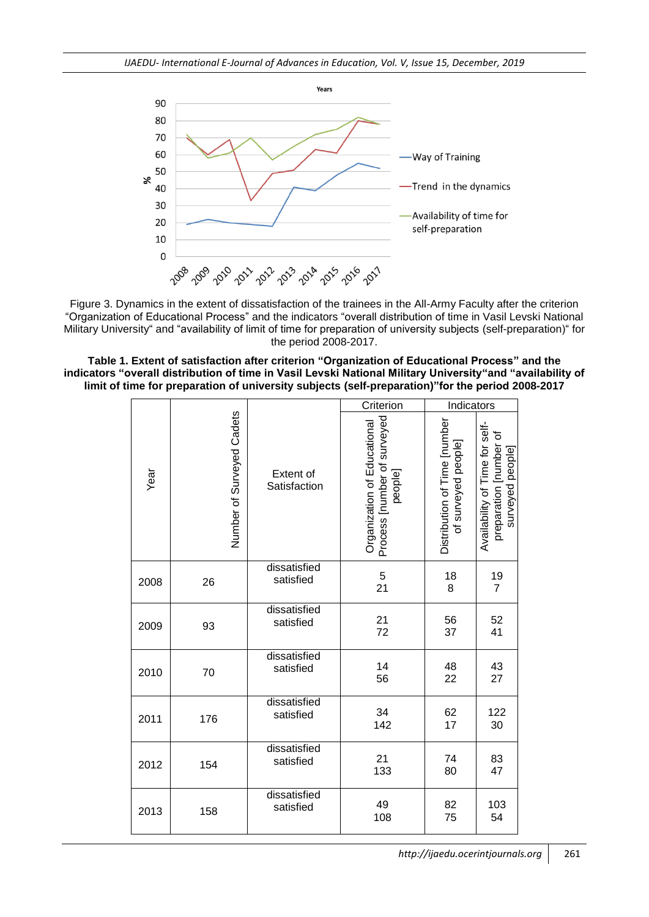Figure 3. Dynamics in the extent of dissatisfaction of the trainees in the All-Army Faculty after the criterion “Organization of Educational Process” and the indicators “overall distribution of time in Vasil Levski National Military University“ and “availability of limit of time for preparation of university subjects (self-preparation)“ for the period 2008-2017.

**Table 1. Extent of satisfaction after criterion “Organization of Educational Process” and the indicators “overall distribution of time in Vasil Levski National Military University“and “availability of limit of time for preparation of university subjects (self-preparation)”for the period 2008-2017**

| Year | Number of Surveyed Cadets | Extent of Satisfaction | Criterion | Indicators | |
|---|---|---|---|---|---|
| | | | Organization of Educational Process [number of surveyed people] | Distribution of Time [number of surveyed people] | Availability of Time for self-preparation [number of surveyed people] |
| 2008 | 26 | dissatisfied<br>satisfied | 5<br>21 | 18<br>8 | 19<br>7 |
| 2009 | 93 | dissatisfied<br>satisfied | 21<br>72 | 56<br>37 | 52<br>41 |
| 2010 | 70 | dissatisfied<br>satisfied | 14<br>56 | 48<br>22 | 43<br>27 |
| 2011 | 176 | dissatisfied<br>satisfied | 34<br>142 | 62<br>17 | 122<br>30 |
| 2012 | 154 | dissatisfied<br>satisfied | 21<br>133 | 74<br>80 | 83<br>47 |
| 2013 | 158 | dissatisfied<br>satisfied | 49<br>108 | 82<br>75 | 103<br>54 |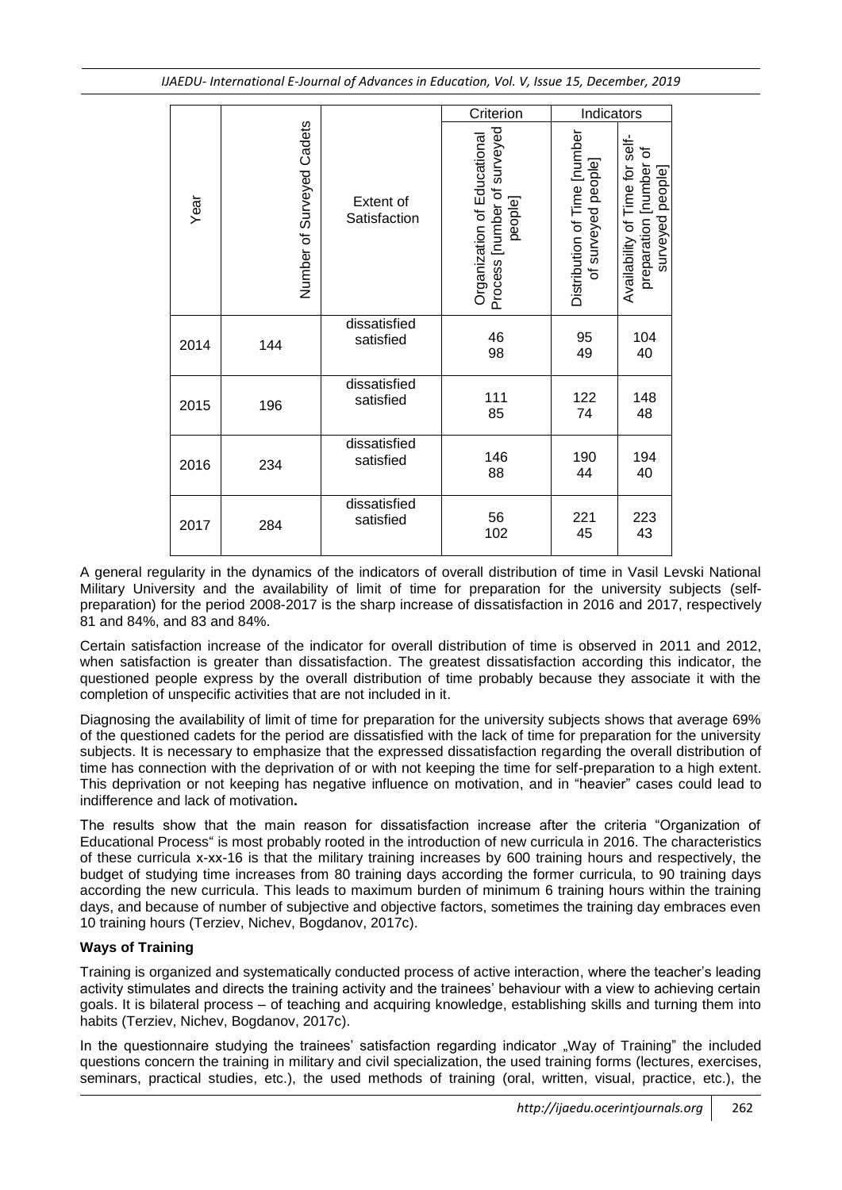| Year | Number of Surveyed Cadets | Extent of Satisfaction | Criterion | Indicators | |
|---|---|---|---|---|---|
| | | | Organization of Educational Process [number of surveyed people] | Distribution of Time [number of surveyed people] | Availability of Time for self-preparation [number of surveyed people] |
| 2014 | 144 | dissatisfied<br>satisfied | 46<br>98 | 95<br>49 | 104<br>40 |
| 2015 | 196 | dissatisfied<br>satisfied | 111<br>85 | 122<br>74 | 148<br>48 |
| 2016 | 234 | dissatisfied<br>satisfied | 146<br>88 | 190<br>44 | 194<br>40 |
| 2017 | 284 | dissatisfied<br>satisfied | 56<br>102 | 221<br>45 | 223<br>43 |

A general regularity in the dynamics of the indicators of overall distribution of time in Vasil Levski National Military University and the availability of limit of time for preparation for the university subjects (self-preparation) for the period 2008-2017 is the sharp increase of dissatisfaction in 2016 and 2017, respectively 81 and 84%, and 83 and 84%.

Certain satisfaction increase of the indicator for overall distribution of time is observed in 2011 and 2012, when satisfaction is greater than dissatisfaction. The greatest dissatisfaction according this indicator, the questioned people express by the overall distribution of time probably because they associate it with the completion of unspecific activities that are not included in it.

Diagnosing the availability of limit of time for preparation for the university subjects shows that average 69% of the questioned cadets for the period are dissatisfied with the lack of time for preparation for the university subjects. It is necessary to emphasize that the expressed dissatisfaction regarding the overall distribution of time has connection with the deprivation of or with not keeping the time for self-preparation to a high extent. This deprivation or not keeping has negative influence on motivation, and in "heavier" cases could lead to indifference and lack of motivation**.**

The results show that the main reason for dissatisfaction increase after the criteria "Organization of Educational Process" is most probably rooted in the introduction of new curricula in 2016. The characteristics of these curricula x-xx-16 is that the military training increases by 600 training hours and respectively, the budget of studying time increases from 80 training days according the former curricula, to 90 training days according the new curricula. This leads to maximum burden of minimum 6 training hours within the training days, and because of number of subjective and objective factors, sometimes the training day embraces even 10 training hours (Terziev, Nichev, Bogdanov, 2017c).

**Ways of Training**

Training is organized and systematically conducted process of active interaction, where the teacher's leading activity stimulates and directs the training activity and the trainees' behaviour with a view to achieving certain goals. It is bilateral process – of teaching and acquiring knowledge, establishing skills and turning them into habits (Terziev, Nichev, Bogdanov, 2017c).

In the questionnaire studying the trainees' satisfaction regarding indicator „Way of Training" the included questions concern the training in military and civil specialization, the used training forms (lectures, exercises, seminars, practical studies, etc.), the used methods of training (oral, written, visual, practice, etc.), the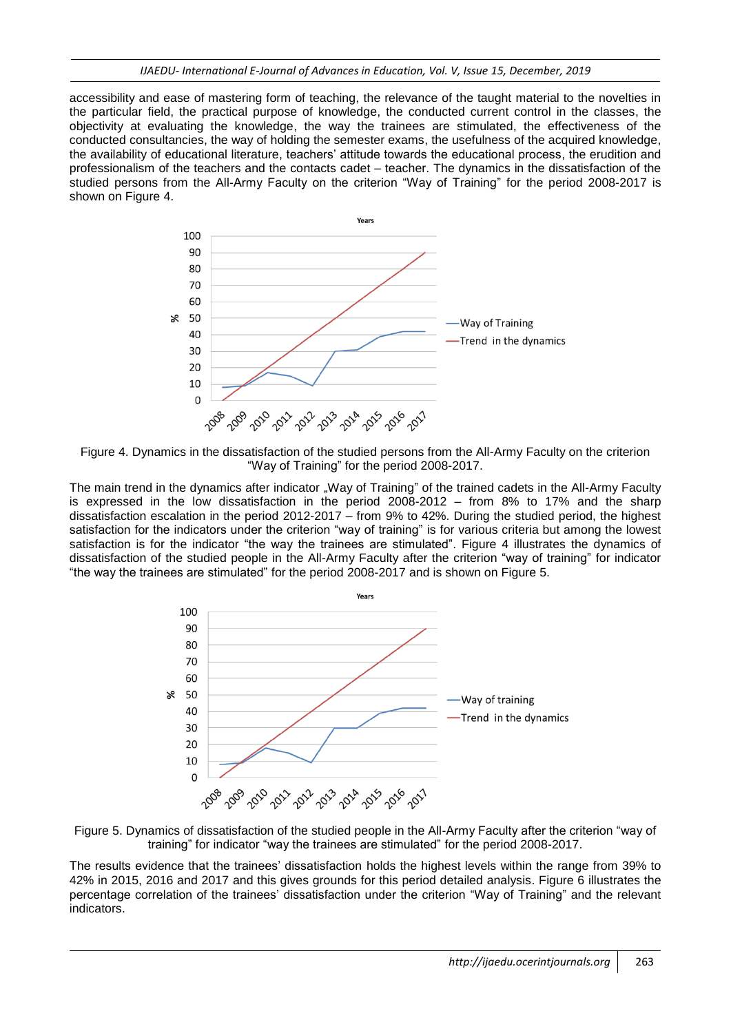accessibility and ease of mastering form of teaching, the relevance of the taught material to the novelties in the particular field, the practical purpose of knowledge, the conducted current control in the classes, the objectivity at evaluating the knowledge, the way the trainees are stimulated, the effectiveness of the conducted consultancies, the way of holding the semester exams, the usefulness of the acquired knowledge, the availability of educational literature, teachers' attitude towards the educational process, the erudition and professionalism of the teachers and the contacts cadet – teacher. The dynamics in the dissatisfaction of the studied persons from the All-Army Faculty on the criterion "Way of Training" for the period 2008-2017 is shown on Figure 4.

Figure 4. Dynamics in the dissatisfaction of the studied persons from the All-Army Faculty on the criterion "Way of Training" for the period 2008-2017.

The main trend in the dynamics after indicator „Way of Training" of the trained cadets in the All-Army Faculty is expressed in the low dissatisfaction in the period 2008-2012 – from 8% to 17% and the sharp dissatisfaction escalation in the period 2012-2017 – from 9% to 42%. During the studied period, the highest satisfaction for the indicators under the criterion "way of training" is for various criteria but among the lowest satisfaction is for the indicator "the way the trainees are stimulated". Figure 4 illustrates the dynamics of dissatisfaction of the studied people in the All-Army Faculty after the criterion "way of training" for indicator "the way the trainees are stimulated" for the period 2008-2017 and is shown on Figure 5.

Figure 5. Dynamics of dissatisfaction of the studied people in the All-Army Faculty after the criterion "way of training" for indicator "way the trainees are stimulated" for the period 2008-2017.

The results evidence that the trainees' dissatisfaction holds the highest levels within the range from 39% to 42% in 2015, 2016 and 2017 and this gives grounds for this period detailed analysis. Figure 6 illustrates the percentage correlation of the trainees' dissatisfaction under the criterion "Way of Training" and the relevant indicators.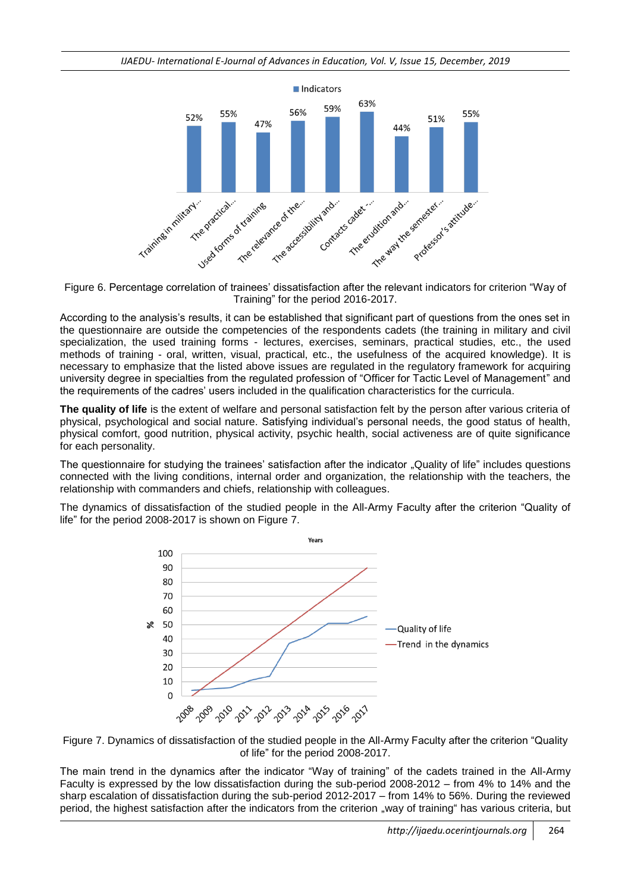Figure 6. Percentage correlation of trainees' dissatisfaction after the relevant indicators for criterion "Way of Training" for the period 2016-2017.

According to the analysis's results, it can be established that significant part of questions from the ones set in the questionnaire are outside the competencies of the respondents cadets (the training in military and civil specialization, the used training forms - lectures, exercises, seminars, practical studies, etc., the used methods of training - oral, written, visual, practical, etc., the usefulness of the acquired knowledge). It is necessary to emphasize that the listed above issues are regulated in the regulatory framework for acquiring university degree in specialties from the regulated profession of "Officer for Tactic Level of Management" and the requirements of the cadres' users included in the qualification characteristics for the curricula.

**The quality of life** is the extent of welfare and personal satisfaction felt by the person after various criteria of physical, psychological and social nature. Satisfying individual's personal needs, the good status of health, physical comfort, good nutrition, physical activity, psychic health, social activeness are of quite significance for each personality.

The questionnaire for studying the trainees' satisfaction after the indicator „Quality of life" includes questions connected with the living conditions, internal order and organization, the relationship with the teachers, the relationship with commanders and chiefs, relationship with colleagues.

The dynamics of dissatisfaction of the studied people in the All-Army Faculty after the criterion "Quality of life" for the period 2008-2017 is shown on Figure 7.

Figure 7. Dynamics of dissatisfaction of the studied people in the All-Army Faculty after the criterion "Quality of life" for the period 2008-2017.

The main trend in the dynamics after the indicator "Way of training" of the cadets trained in the All-Army Faculty is expressed by the low dissatisfaction during the sub-period 2008-2012 – from 4% to 14% and the sharp escalation of dissatisfaction during the sub-period 2012-2017 – from 14% to 56%. During the reviewed period, the highest satisfaction after the indicators from the criterion „way of training" has various criteria, but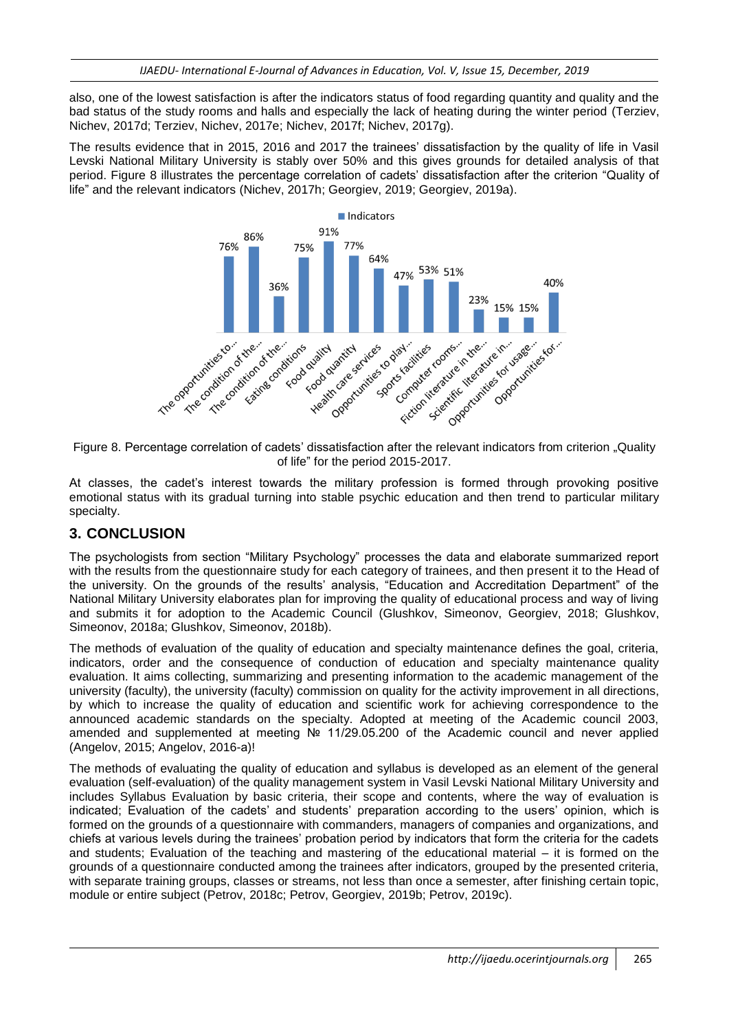also, one of the lowest satisfaction is after the indicators status of food regarding quantity and quality and the bad status of the study rooms and halls and especially the lack of heating during the winter period (Terziev, Nichev, 2017d; Terziev, Nichev, 2017e; Nichev, 2017f; Nichev, 2017g).

The results evidence that in 2015, 2016 and 2017 the trainees' dissatisfaction by the quality of life in Vasil Levski National Military University is stably over 50% and this gives grounds for detailed analysis of that period. Figure 8 illustrates the percentage correlation of cadets' dissatisfaction after the criterion "Quality of life" and the relevant indicators (Nichev, 2017h; Georgiev, 2019; Georgiev, 2019a).

| Indicators | |
|---|---|
| The opportunities to... | 76% |
| The condition of the... | 86% |
| The condition of the... | 36% |
| Eating conditions | 75% |
| Food quality | 91% |
| Food quantity | 77% |
| Health care services | 64% |
| Opportunities to play... | 47% |
| Sports facilities | 53% |
| Computer rooms... | 51% |
| Fiction literature in the... | 23% |
| Scientific literature in... | 15% |
| Opportunities for usage... | 15% |
| Opportunities for... | 40% |

Figure 8. Percentage correlation of cadets' dissatisfaction after the relevant indicators from criterion „Quality of life" for the period 2015-2017.

At classes, the cadet's interest towards the military profession is formed through provoking positive emotional status with its gradual turning into stable psychic education and then trend to particular military specialty.

## 3. CONCLUSION

The psychologists from section "Military Psychology" processes the data and elaborate summarized report with the results from the questionnaire study for each category of trainees, and then present it to the Head of the university. On the grounds of the results' analysis, "Education and Accreditation Department" of the National Military University elaborates plan for improving the quality of educational process and way of living and submits it for adoption to the Academic Council (Glushkov, Simeonov, Georgiev, 2018; Glushkov, Simeonov, 2018a; Glushkov, Simeonov, 2018b).

The methods of evaluation of the quality of education and specialty maintenance defines the goal, criteria, indicators, order and the consequence of conduction of education and specialty maintenance quality evaluation. It aims collecting, summarizing and presenting information to the academic management of the university (faculty), the university (faculty) commission on quality for the activity improvement in all directions, by which to increase the quality of education and scientific work for achieving correspondence to the announced academic standards on the specialty. Adopted at meeting of the Academic council 2003, amended and supplemented at meeting № 11/29.05.200 of the Academic council and never applied (Angelov, 2015; Angelov, 2016-a)!

The methods of evaluating the quality of education and syllabus is developed as an element of the general evaluation (self-evaluation) of the quality management system in Vasil Levski National Military University and includes Syllabus Evaluation by basic criteria, their scope and contents, where the way of evaluation is indicated; Evaluation of the cadets' and students' preparation according to the users' opinion, which is formed on the grounds of a questionnaire with commanders, managers of companies and organizations, and chiefs at various levels during the trainees' probation period by indicators that form the criteria for the cadets and students; Evaluation of the teaching and mastering of the educational material – it is formed on the grounds of a questionnaire conducted among the trainees after indicators, grouped by the presented criteria, with separate training groups, classes or streams, not less than once a semester, after finishing certain topic, module or entire subject (Petrov, 2018c; Petrov, Georgiev, 2019b; Petrov, 2019c).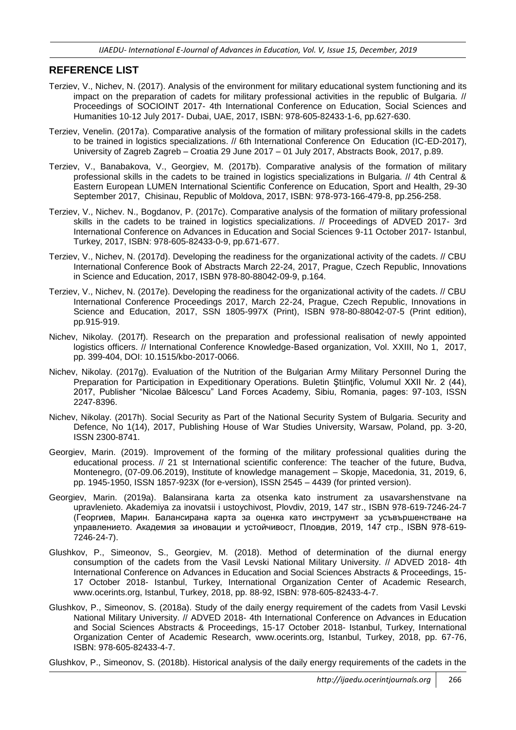## REFERENCE LIST

Terziev, V., Nichev, N. (2017). Analysis of the environment for military educational system functioning and its impact on the preparation of cadets for military professional activities in the republic of Bulgaria. // Proceedings of SOCIOINT 2017- 4th International Conference on Education, Social Sciences and Humanities 10-12 July 2017- Dubai, UAE, 2017, ISBN: 978-605-82433-1-6, pp.627-630.

Terziev, Venelin. (2017a). Comparative analysis of the formation of military professional skills in the cadets to be trained in logistics specializations. // 6th International Conference On Education (IC-ED-2017), University of Zagreb Zagreb – Croatia 29 June 2017 – 01 July 2017, Abstracts Book, 2017, p.89.

Terziev, V., Banabakova, V., Georgiev, M. (2017b). Comparative analysis of the formation of military professional skills in the cadets to be trained in logistics specializations in Bulgaria. // 4th Central & Eastern European LUMEN International Scientific Conference on Education, Sport and Health, 29-30 September 2017, Chisinau, Republic of Moldova, 2017, ISBN: 978-973-166-479-8, pp.256-258.

Terziev, V., Nichev. N., Bogdanov, P. (2017c). Comparative analysis of the formation of military professional skills in the cadets to be trained in logistics specializations. // Proceedings of ADVED 2017- 3rd International Conference on Advances in Education and Social Sciences 9-11 October 2017- Istanbul, Turkey, 2017, ISBN: 978-605-82433-0-9, pp.671-677.

Terziev, V., Nichev, N. (2017d). Developing the readiness for the organizational activity of the cadets. // CBU International Conference Book of Abstracts March 22-24, 2017, Prague, Czech Republic, Innovations in Science and Education, 2017, ISBN 978-80-88042-09-9, p.164.

Terziev, V., Nichev, N. (2017e). Developing the readiness for the organizational activity of the cadets. // CBU International Conference Proceedings 2017, March 22-24, Prague, Czech Republic, Innovations in Science and Education, 2017, SSN 1805-997X (Print), ISBN 978-80-88042-07-5 (Print edition), pp.915-919.

Nichev, Nikolay. (2017f). Research on the preparation and professional realisation of newly appointed logistics officers. // International Conference Knowledge-Based organization, Vol. XXIII, No 1, 2017, pp. 399-404, DOI: 10.1515/kbo-2017-0066.

Nichev, Nikolay. (2017g). Evaluation of the Nutrition of the Bulgarian Army Military Personnel During the Preparation for Participation in Expeditionary Operations. Buletin Ştiinţific, Volumul XXII Nr. 2 (44), 2017, Publisher "Nicolae Bălcescu" Land Forces Academy, Sibiu, Romania, pages: 97-103, ISSN 2247-8396.

Nichev, Nikolay. (2017h). Social Security as Part of the National Security System of Bulgaria. Security and Defence, No 1(14), 2017, Publishing House of War Studies University, Warsaw, Poland, pp. 3-20, ISSN 2300-8741.

Georgiev, Marin. (2019). Improvement of the forming of the military professional qualities during the educational process. // 21 st International scientific conference: The teacher of the future, Budva, Montenegro, (07-09.06.2019), Institute of knowledge management – Skopje, Macedonia, 31, 2019, 6, pp. 1945-1950, ISSN 1857-923X (for e-version), ISSN 2545 – 4439 (for printed version).

Georgiev, Marin. (2019a). Balansirana karta za otsenka kato instrument za usavarshenstvane na upravlenieto. Akademiya za inovatsii i ustoychivost, Plovdiv, 2019, 147 str., ISBN 978-619-7246-24-7 (Георгиев, Марин. Балансирана карта за оценка като инструмент за усъвършенстване на управлението. Академия за иновации и устойчивост, Пловдив, 2019, 147 стр., ISBN 978-619-7246-24-7).

Glushkov, P., Simeonov, S., Georgiev, M. (2018). Method of determination of the diurnal energy consumption of the cadets from the Vasil Levski National Military University. // ADVED 2018- 4th International Conference on Advances in Education and Social Sciences Abstracts & Proceedings, 15-17 October 2018- Istanbul, Turkey, International Organization Center of Academic Research, www.ocerints.org, Istanbul, Turkey, 2018, pp. 88-92, ISBN: 978-605-82433-4-7.

Glushkov, P., Simeonov, S. (2018a). Study of the daily energy requirement of the cadets from Vasil Levski National Military University. // ADVED 2018- 4th International Conference on Advances in Education and Social Sciences Abstracts & Proceedings, 15-17 October 2018- Istanbul, Turkey, International Organization Center of Academic Research, www.ocerints.org, Istanbul, Turkey, 2018, pp. 67-76, ISBN: 978-605-82433-4-7.

Glushkov, P., Simeonov, S. (2018b). Historical analysis of the daily energy requirements of the cadets in the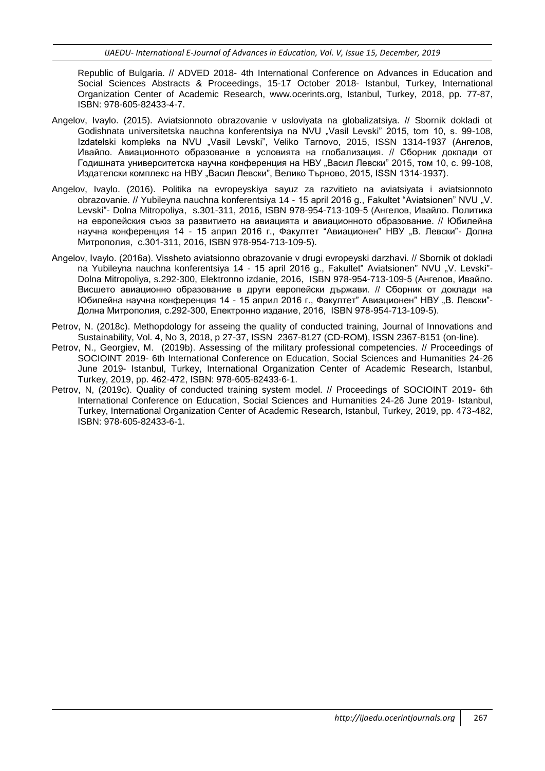Republic of Bulgaria. // ADVED 2018- 4th International Conference on Advances in Education and Social Sciences Abstracts & Proceedings, 15-17 October 2018- Istanbul, Turkey, International Organization Center of Academic Research, www.ocerints.org, Istanbul, Turkey, 2018, pp. 77-87, ISBN: 978-605-82433-4-7.

Angelov, Ivaylo. (2015). Aviatsionnoto obrazovanie v usloviyata na globalizatsiya. // Sbornik dokladi ot Godishnata universitetska nauchna konferentsiya na NVU „Vasil Levski" 2015, tom 10, s. 99-108, Izdatelski kompleks na NVU „Vasil Levski", Veliko Tarnovo, 2015, ISSN 1314-1937 (Ангелов, Ивайло. Авиационното образование в условията на глобализация. // Сборник доклади от Годишната университетска научна конференция на НВУ „Васил Левски" 2015, том 10, с. 99-108, Издателски комплекс на НВУ „Васил Левски", Велико Търново, 2015, ISSN 1314-1937).

Angelov, Ivaylo. (2016). Politika na evropeyskiya sayuz za razvitieto na aviatsiyata i aviatsionnoto obrazovanie. // Yubileyna nauchna konferentsiya 14 - 15 april 2016 g., Fakultet "Aviatsionen" NVU „V. Levski"- Dolna Mitropoliya, s.301-311, 2016, ISBN 978-954-713-109-5 (Ангелов, Ивайло. Политика на европейския съюз за развитието на авиацията и авиационното образование. // Юбилейна научна конференция 14 - 15 април 2016 г., Факултет "Авиационен" НВУ „В. Левски"- Долна Митрополия, с.301-311, 2016, ISBN 978-954-713-109-5).

Angelov, Ivaylo. (2016a). Vissheto aviatsionno obrazovanie v drugi evropeyski darzhavi. // Sbornik ot dokladi na Yubileyna nauchna konferentsiya 14 - 15 april 2016 g., Fakultet" Aviatsionen" NVU „V. Levski"- Dolna Mitropoliya, s.292-300, Elektronno izdanie, 2016, ISBN 978-954-713-109-5 (Ангелов, Ивайло. Висшето авиационно образование в други европейски държави. // Сборник от доклади на Юбилейна научна конференция 14 - 15 април 2016 г., Факултет" Авиационен" НВУ „В. Левски"- Долна Митрополия, с.292-300, Електронно издание, 2016, ISBN 978-954-713-109-5).

Petrov, N. (2018c). Methopdology for asseing the quality of conducted training, Journal of Innovations and Sustainability, Vol. 4, No 3, 2018, p 27-37, ISSN 2367-8127 (CD-ROM), ISSN 2367-8151 (on-line).

Petrov, N., Georgiev, M. (2019b). Assessing of the military professional competencies. // Proceedings of SOCIOINT 2019- 6th International Conference on Education, Social Sciences and Humanities 24-26 June 2019- Istanbul, Turkey, International Organization Center of Academic Research, Istanbul, Turkey, 2019, pp. 462-472, ISBN: 978-605-82433-6-1.

Petrov, N, (2019c). Quality of conducted training system model. // Proceedings of SOCIOINT 2019- 6th International Conference on Education, Social Sciences and Humanities 24-26 June 2019- Istanbul, Turkey, International Organization Center of Academic Research, Istanbul, Turkey, 2019, pp. 473-482, ISBN: 978-605-82433-6-1.